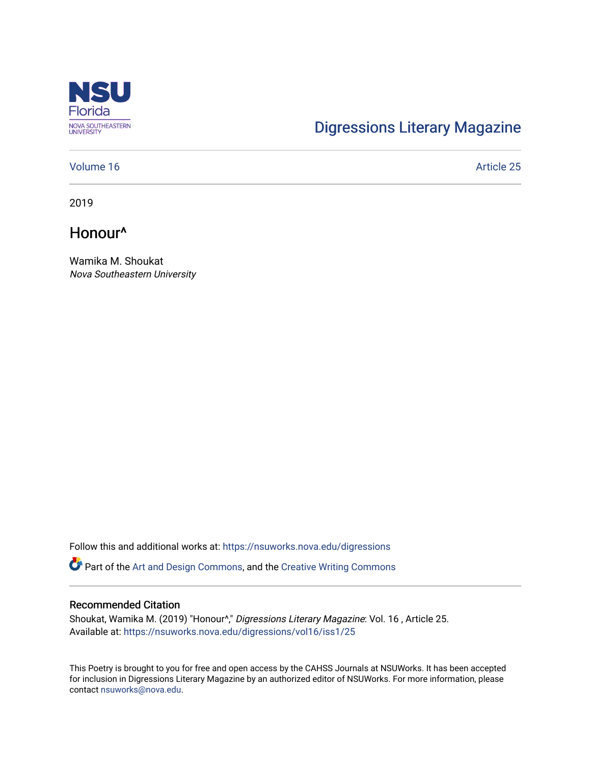NSU Florida
NOVA SOUTHEASTERN UNIVERSITY

Digressions Literary Magazine

Volume 16 | Article 25

2019

# Honour^

Wamika M. Shoukat
*Nova Southeastern University*

Follow this and additional works at: https://nsuworks.nova.edu/digressions

Part of the Art and Design Commons, and the Creative Writing Commons

## Recommended Citation

Shoukat, Wamika M. (2019) "Honour^," *Digressions Literary Magazine*: Vol. 16 , Article 25.
Available at: https://nsuworks.nova.edu/digressions/vol16/iss1/25

This Poetry is brought to you for free and open access by the CAHSS Journals at NSUWorks. It has been accepted for inclusion in Digressions Literary Magazine by an authorized editor of NSUWorks. For more information, please contact nsuworks@nova.edu.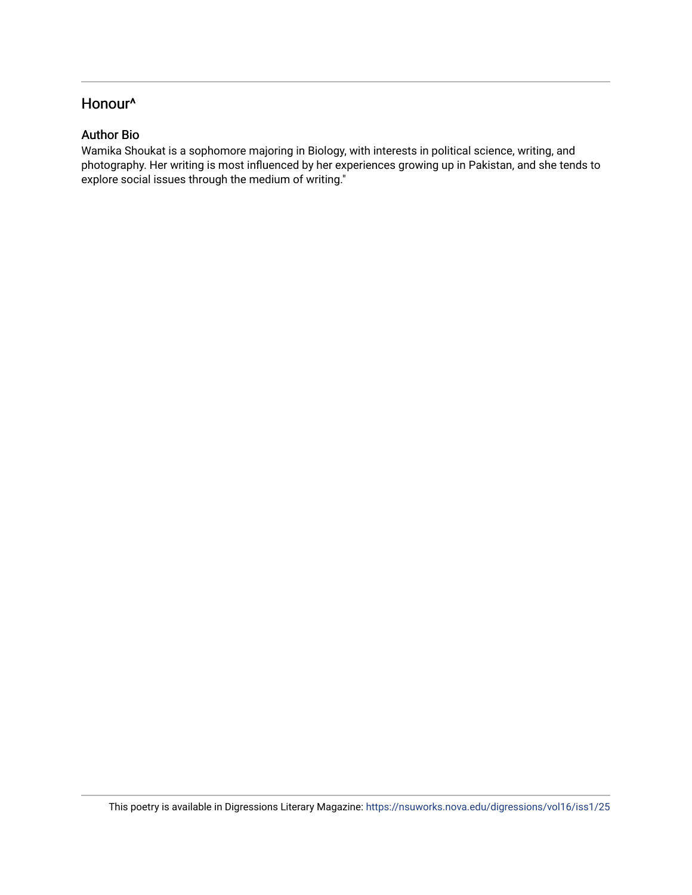## Honour^

### Author Bio

Wamika Shoukat is a sophomore majoring in Biology, with interests in political science, writing, and photography. Her writing is most influenced by her experiences growing up in Pakistan, and she tends to explore social issues through the medium of writing."

This poetry is available in Digressions Literary Magazine: https://nsuworks.nova.edu/digressions/vol16/iss1/25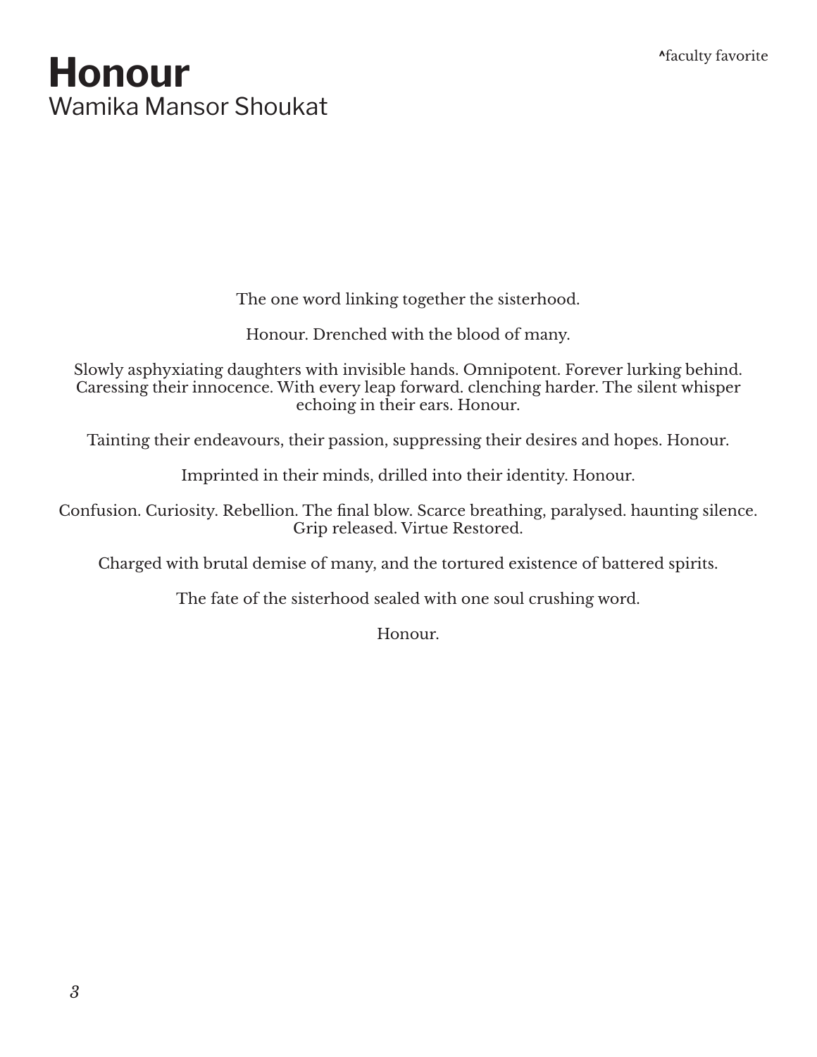# Honour

Wamika Mansor Shoukat

^faculty favorite

The one word linking together the sisterhood.

Honour. Drenched with the blood of many.

Slowly asphyxiating daughters with invisible hands. Omnipotent. Forever lurking behind. Caressing their innocence. With every leap forward. clenching harder. The silent whisper echoing in their ears. Honour.

Tainting their endeavours, their passion, suppressing their desires and hopes. Honour.

Imprinted in their minds, drilled into their identity. Honour.

Confusion. Curiosity. Rebellion. The final blow. Scarce breathing, paralysed. haunting silence. Grip released. Virtue Restored.

Charged with brutal demise of many, and the tortured existence of battered spirits.

The fate of the sisterhood sealed with one soul crushing word.

Honour.